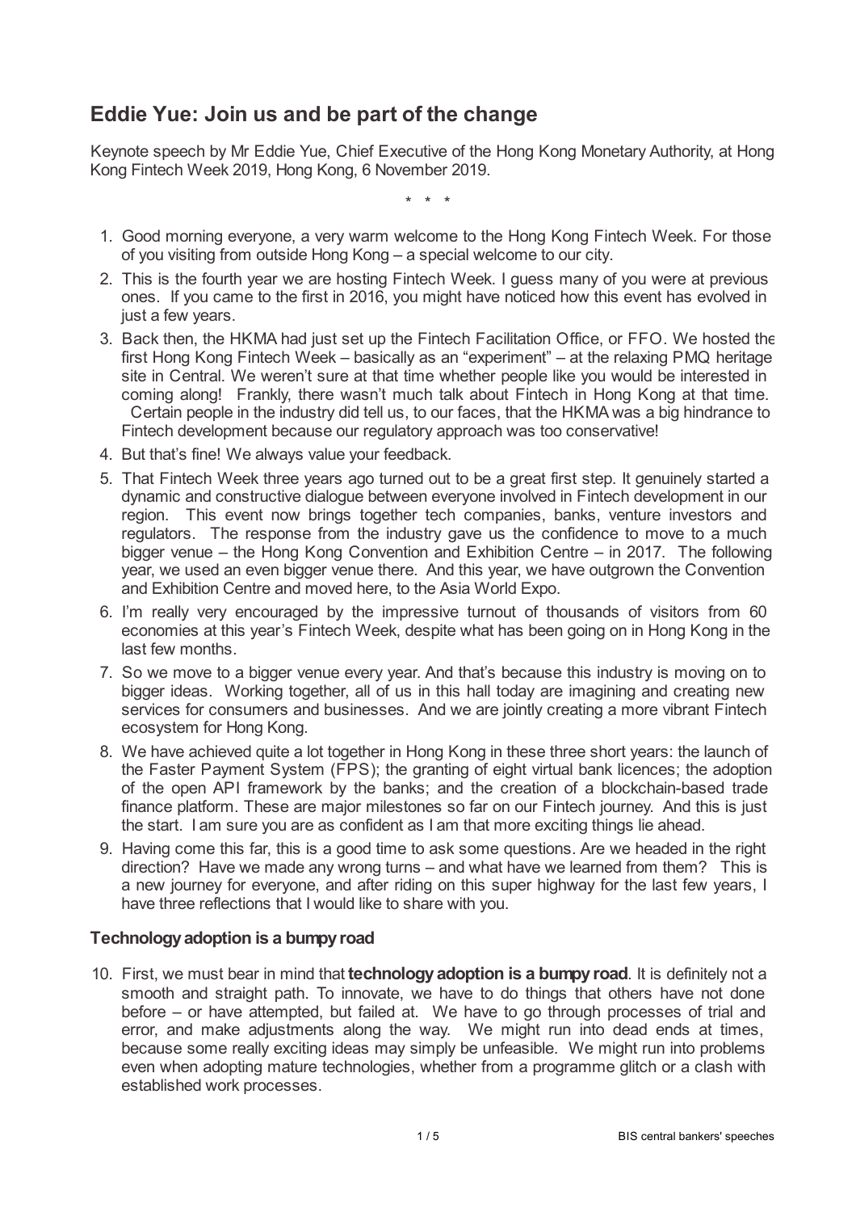# Eddie Yue: Join us and be part of the change

Keynote speech by Mr Eddie Yue, Chief Executive of the Hong Kong Monetary Authority, at Hong Kong Fintech Week 2019, Hong Kong, 6 November 2019.

\* \* \*

1. Good morning everyone, a very warm welcome to the Hong Kong Fintech Week. For those of you visiting from outside Hong Kong – a special welcome to our city.
2. This is the fourth year we are hosting Fintech Week. I guess many of you were at previous ones. If you came to the first in 2016, you might have noticed how this event has evolved in just a few years.
3. Back then, the HKMA had just set up the Fintech Facilitation Office, or FFO. We hosted the first Hong Kong Fintech Week – basically as an "experiment" – at the relaxing PMQ heritage site in Central. We weren't sure at that time whether people like you would be interested in coming along! Frankly, there wasn't much talk about Fintech in Hong Kong at that time. Certain people in the industry did tell us, to our faces, that the HKMA was a big hindrance to Fintech development because our regulatory approach was too conservative!
4. But that's fine! We always value your feedback.
5. That Fintech Week three years ago turned out to be a great first step. It genuinely started a dynamic and constructive dialogue between everyone involved in Fintech development in our region. This event now brings together tech companies, banks, venture investors and regulators. The response from the industry gave us the confidence to move to a much bigger venue – the Hong Kong Convention and Exhibition Centre – in 2017. The following year, we used an even bigger venue there. And this year, we have outgrown the Convention and Exhibition Centre and moved here, to the Asia World Expo.
6. I'm really very encouraged by the impressive turnout of thousands of visitors from 60 economies at this year's Fintech Week, despite what has been going on in Hong Kong in the last few months.
7. So we move to a bigger venue every year. And that's because this industry is moving on to bigger ideas. Working together, all of us in this hall today are imagining and creating new services for consumers and businesses. And we are jointly creating a more vibrant Fintech ecosystem for Hong Kong.
8. We have achieved quite a lot together in Hong Kong in these three short years: the launch of the Faster Payment System (FPS); the granting of eight virtual bank licences; the adoption of the open API framework by the banks; and the creation of a blockchain-based trade finance platform. These are major milestones so far on our Fintech journey. And this is just the start. I am sure you are as confident as I am that more exciting things lie ahead.
9. Having come this far, this is a good time to ask some questions. Are we headed in the right direction? Have we made any wrong turns – and what have we learned from them? This is a new journey for everyone, and after riding on this super highway for the last few years, I have three reflections that I would like to share with you.

## Technology adoption is a bumpy road

10. First, we must bear in mind that **technology adoption is a bumpy road**. It is definitely not a smooth and straight path. To innovate, we have to do things that others have not done before – or have attempted, but failed at. We have to go through processes of trial and error, and make adjustments along the way. We might run into dead ends at times, because some really exciting ideas may simply be unfeasible. We might run into problems even when adopting mature technologies, whether from a programme glitch or a clash with established work processes.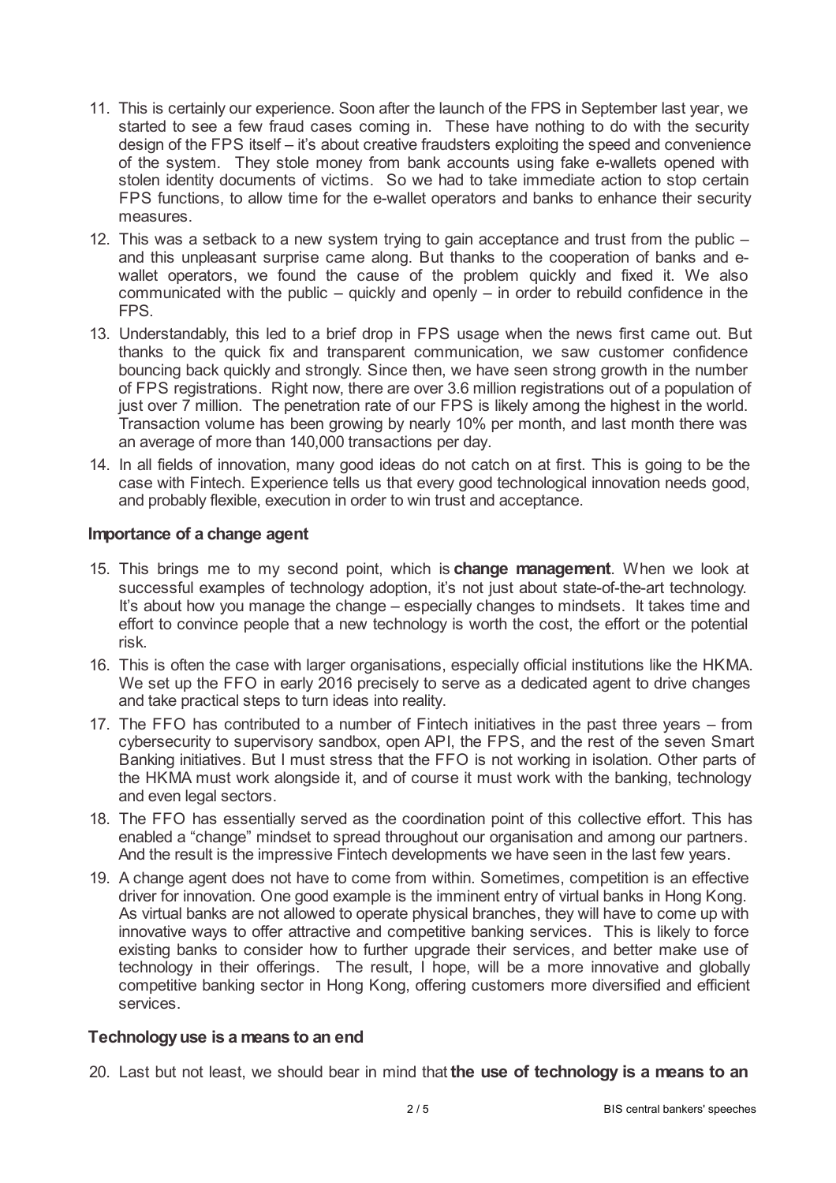11. This is certainly our experience. Soon after the launch of the FPS in September last year, we started to see a few fraud cases coming in. These have nothing to do with the security design of the FPS itself – it's about creative fraudsters exploiting the speed and convenience of the system. They stole money from bank accounts using fake e-wallets opened with stolen identity documents of victims. So we had to take immediate action to stop certain FPS functions, to allow time for the e-wallet operators and banks to enhance their security measures.
12. This was a setback to a new system trying to gain acceptance and trust from the public – and this unpleasant surprise came along. But thanks to the cooperation of banks and e-wallet operators, we found the cause of the problem quickly and fixed it. We also communicated with the public – quickly and openly – in order to rebuild confidence in the FPS.
13. Understandably, this led to a brief drop in FPS usage when the news first came out. But thanks to the quick fix and transparent communication, we saw customer confidence bouncing back quickly and strongly. Since then, we have seen strong growth in the number of FPS registrations. Right now, there are over 3.6 million registrations out of a population of just over 7 million. The penetration rate of our FPS is likely among the highest in the world. Transaction volume has been growing by nearly 10% per month, and last month there was an average of more than 140,000 transactions per day.
14. In all fields of innovation, many good ideas do not catch on at first. This is going to be the case with Fintech. Experience tells us that every good technological innovation needs good, and probably flexible, execution in order to win trust and acceptance.

### Importance of a change agent

15. This brings me to my second point, which is **change management**. When we look at successful examples of technology adoption, it's not just about state-of-the-art technology. It's about how you manage the change – especially changes to mindsets. It takes time and effort to convince people that a new technology is worth the cost, the effort or the potential risk.
16. This is often the case with larger organisations, especially official institutions like the HKMA. We set up the FFO in early 2016 precisely to serve as a dedicated agent to drive changes and take practical steps to turn ideas into reality.
17. The FFO has contributed to a number of Fintech initiatives in the past three years – from cybersecurity to supervisory sandbox, open API, the FPS, and the rest of the seven Smart Banking initiatives. But I must stress that the FFO is not working in isolation. Other parts of the HKMA must work alongside it, and of course it must work with the banking, technology and even legal sectors.
18. The FFO has essentially served as the coordination point of this collective effort. This has enabled a "change" mindset to spread throughout our organisation and among our partners. And the result is the impressive Fintech developments we have seen in the last few years.
19. A change agent does not have to come from within. Sometimes, competition is an effective driver for innovation. One good example is the imminent entry of virtual banks in Hong Kong. As virtual banks are not allowed to operate physical branches, they will have to come up with innovative ways to offer attractive and competitive banking services. This is likely to force existing banks to consider how to further upgrade their services, and better make use of technology in their offerings. The result, I hope, will be a more innovative and globally competitive banking sector in Hong Kong, offering customers more diversified and efficient services.

### Technology use is a means to an end

20. Last but not least, we should bear in mind that **the use of technology is a means to an**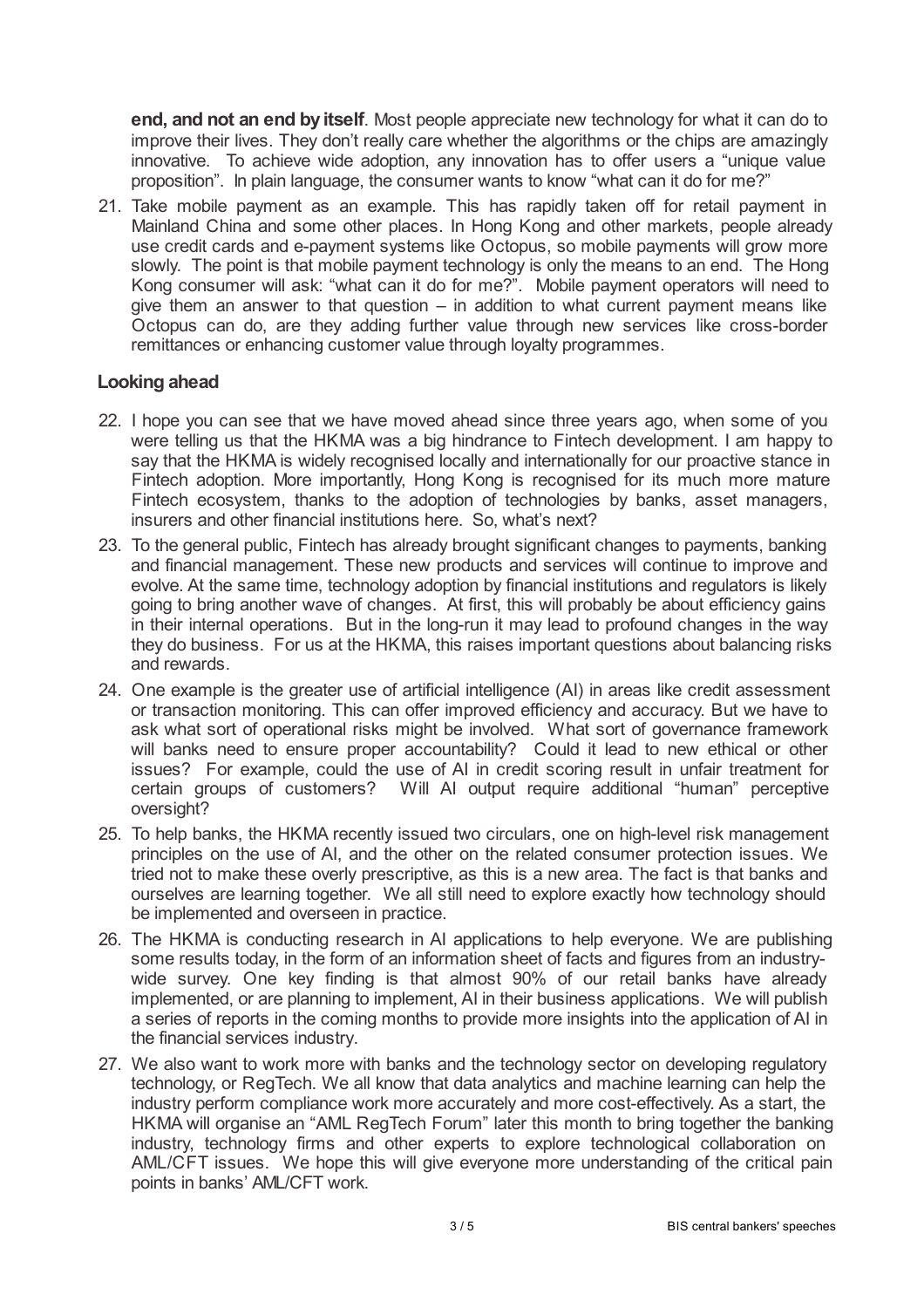**end, and not an end by itself**. Most people appreciate new technology for what it can do to improve their lives. They don't really care whether the algorithms or the chips are amazingly innovative. To achieve wide adoption, any innovation has to offer users a "unique value proposition". In plain language, the consumer wants to know "what can it do for me?"

21. Take mobile payment as an example. This has rapidly taken off for retail payment in Mainland China and some other places. In Hong Kong and other markets, people already use credit cards and e-payment systems like Octopus, so mobile payments will grow more slowly. The point is that mobile payment technology is only the means to an end. The Hong Kong consumer will ask: "what can it do for me?". Mobile payment operators will need to give them an answer to that question – in addition to what current payment means like Octopus can do, are they adding further value through new services like cross-border remittances or enhancing customer value through loyalty programmes.

## Looking ahead

22. I hope you can see that we have moved ahead since three years ago, when some of you were telling us that the HKMA was a big hindrance to Fintech development. I am happy to say that the HKMA is widely recognised locally and internationally for our proactive stance in Fintech adoption. More importantly, Hong Kong is recognised for its much more mature Fintech ecosystem, thanks to the adoption of technologies by banks, asset managers, insurers and other financial institutions here. So, what's next?

23. To the general public, Fintech has already brought significant changes to payments, banking and financial management. These new products and services will continue to improve and evolve. At the same time, technology adoption by financial institutions and regulators is likely going to bring another wave of changes. At first, this will probably be about efficiency gains in their internal operations. But in the long-run it may lead to profound changes in the way they do business. For us at the HKMA, this raises important questions about balancing risks and rewards.

24. One example is the greater use of artificial intelligence (AI) in areas like credit assessment or transaction monitoring. This can offer improved efficiency and accuracy. But we have to ask what sort of operational risks might be involved. What sort of governance framework will banks need to ensure proper accountability? Could it lead to new ethical or other issues? For example, could the use of AI in credit scoring result in unfair treatment for certain groups of customers? Will AI output require additional "human" perceptive oversight?

25. To help banks, the HKMA recently issued two circulars, one on high-level risk management principles on the use of AI, and the other on the related consumer protection issues. We tried not to make these overly prescriptive, as this is a new area. The fact is that banks and ourselves are learning together. We all still need to explore exactly how technology should be implemented and overseen in practice.

26. The HKMA is conducting research in AI applications to help everyone. We are publishing some results today, in the form of an information sheet of facts and figures from an industry-wide survey. One key finding is that almost 90% of our retail banks have already implemented, or are planning to implement, AI in their business applications. We will publish a series of reports in the coming months to provide more insights into the application of AI in the financial services industry.

27. We also want to work more with banks and the technology sector on developing regulatory technology, or RegTech. We all know that data analytics and machine learning can help the industry perform compliance work more accurately and more cost-effectively. As a start, the HKMA will organise an "AML RegTech Forum" later this month to bring together the banking industry, technology firms and other experts to explore technological collaboration on AML/CFT issues. We hope this will give everyone more understanding of the critical pain points in banks' AML/CFT work.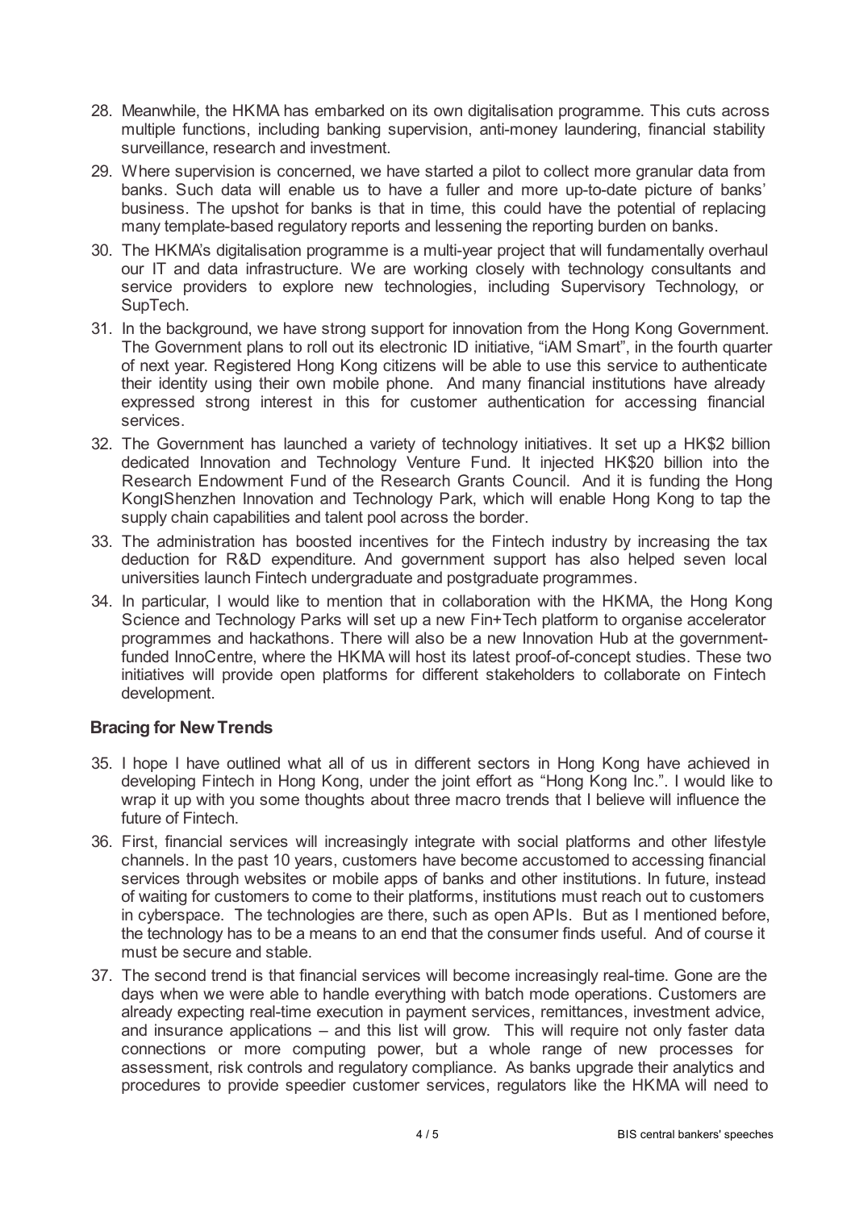28. Meanwhile, the HKMA has embarked on its own digitalisation programme. This cuts across multiple functions, including banking supervision, anti-money laundering, financial stability surveillance, research and investment.
29. Where supervision is concerned, we have started a pilot to collect more granular data from banks. Such data will enable us to have a fuller and more up-to-date picture of banks' business. The upshot for banks is that in time, this could have the potential of replacing many template-based regulatory reports and lessening the reporting burden on banks.
30. The HKMA's digitalisation programme is a multi-year project that will fundamentally overhaul our IT and data infrastructure. We are working closely with technology consultants and service providers to explore new technologies, including Supervisory Technology, or SupTech.
31. In the background, we have strong support for innovation from the Hong Kong Government. The Government plans to roll out its electronic ID initiative, "iAM Smart", in the fourth quarter of next year. Registered Hong Kong citizens will be able to use this service to authenticate their identity using their own mobile phone. And many financial institutions have already expressed strong interest in this for customer authentication for accessing financial services.
32. The Government has launched a variety of technology initiatives. It set up a HK$2 billion dedicated Innovation and Technology Venture Fund. It injected HK$20 billion into the Research Endowment Fund of the Research Grants Council. And it is funding the Hong KongıShenzhen Innovation and Technology Park, which will enable Hong Kong to tap the supply chain capabilities and talent pool across the border.
33. The administration has boosted incentives for the Fintech industry by increasing the tax deduction for R&D expenditure. And government support has also helped seven local universities launch Fintech undergraduate and postgraduate programmes.
34. In particular, I would like to mention that in collaboration with the HKMA, the Hong Kong Science and Technology Parks will set up a new Fin+Tech platform to organise accelerator programmes and hackathons. There will also be a new Innovation Hub at the government-funded InnoCentre, where the HKMA will host its latest proof-of-concept studies. These two initiatives will provide open platforms for different stakeholders to collaborate on Fintech development.

## Bracing for New Trends

35. I hope I have outlined what all of us in different sectors in Hong Kong have achieved in developing Fintech in Hong Kong, under the joint effort as "Hong Kong Inc.". I would like to wrap it up with you some thoughts about three macro trends that I believe will influence the future of Fintech.
36. First, financial services will increasingly integrate with social platforms and other lifestyle channels. In the past 10 years, customers have become accustomed to accessing financial services through websites or mobile apps of banks and other institutions. In future, instead of waiting for customers to come to their platforms, institutions must reach out to customers in cyberspace. The technologies are there, such as open APIs. But as I mentioned before, the technology has to be a means to an end that the consumer finds useful. And of course it must be secure and stable.
37. The second trend is that financial services will become increasingly real-time. Gone are the days when we were able to handle everything with batch mode operations. Customers are already expecting real-time execution in payment services, remittances, investment advice, and insurance applications – and this list will grow. This will require not only faster data connections or more computing power, but a whole range of new processes for assessment, risk controls and regulatory compliance. As banks upgrade their analytics and procedures to provide speedier customer services, regulators like the HKMA will need to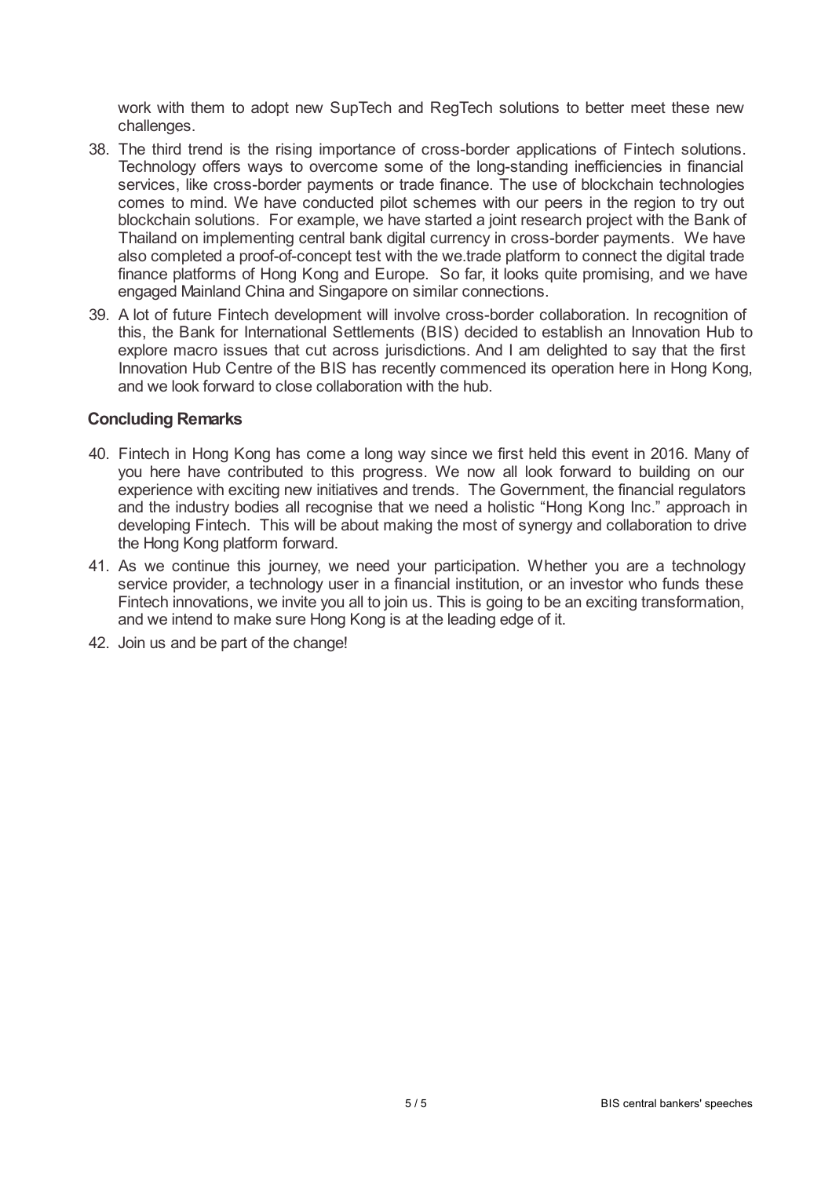work with them to adopt new SupTech and RegTech solutions to better meet these new challenges.

38. The third trend is the rising importance of cross-border applications of Fintech solutions. Technology offers ways to overcome some of the long-standing inefficiencies in financial services, like cross-border payments or trade finance. The use of blockchain technologies comes to mind. We have conducted pilot schemes with our peers in the region to try out blockchain solutions. For example, we have started a joint research project with the Bank of Thailand on implementing central bank digital currency in cross-border payments. We have also completed a proof-of-concept test with the we.trade platform to connect the digital trade finance platforms of Hong Kong and Europe. So far, it looks quite promising, and we have engaged Mainland China and Singapore on similar connections.

39. A lot of future Fintech development will involve cross-border collaboration. In recognition of this, the Bank for International Settlements (BIS) decided to establish an Innovation Hub to explore macro issues that cut across jurisdictions. And I am delighted to say that the first Innovation Hub Centre of the BIS has recently commenced its operation here in Hong Kong, and we look forward to close collaboration with the hub.

## Concluding Remarks

40. Fintech in Hong Kong has come a long way since we first held this event in 2016. Many of you here have contributed to this progress. We now all look forward to building on our experience with exciting new initiatives and trends. The Government, the financial regulators and the industry bodies all recognise that we need a holistic "Hong Kong Inc." approach in developing Fintech. This will be about making the most of synergy and collaboration to drive the Hong Kong platform forward.

41. As we continue this journey, we need your participation. Whether you are a technology service provider, a technology user in a financial institution, or an investor who funds these Fintech innovations, we invite you all to join us. This is going to be an exciting transformation, and we intend to make sure Hong Kong is at the leading edge of it.

42. Join us and be part of the change!